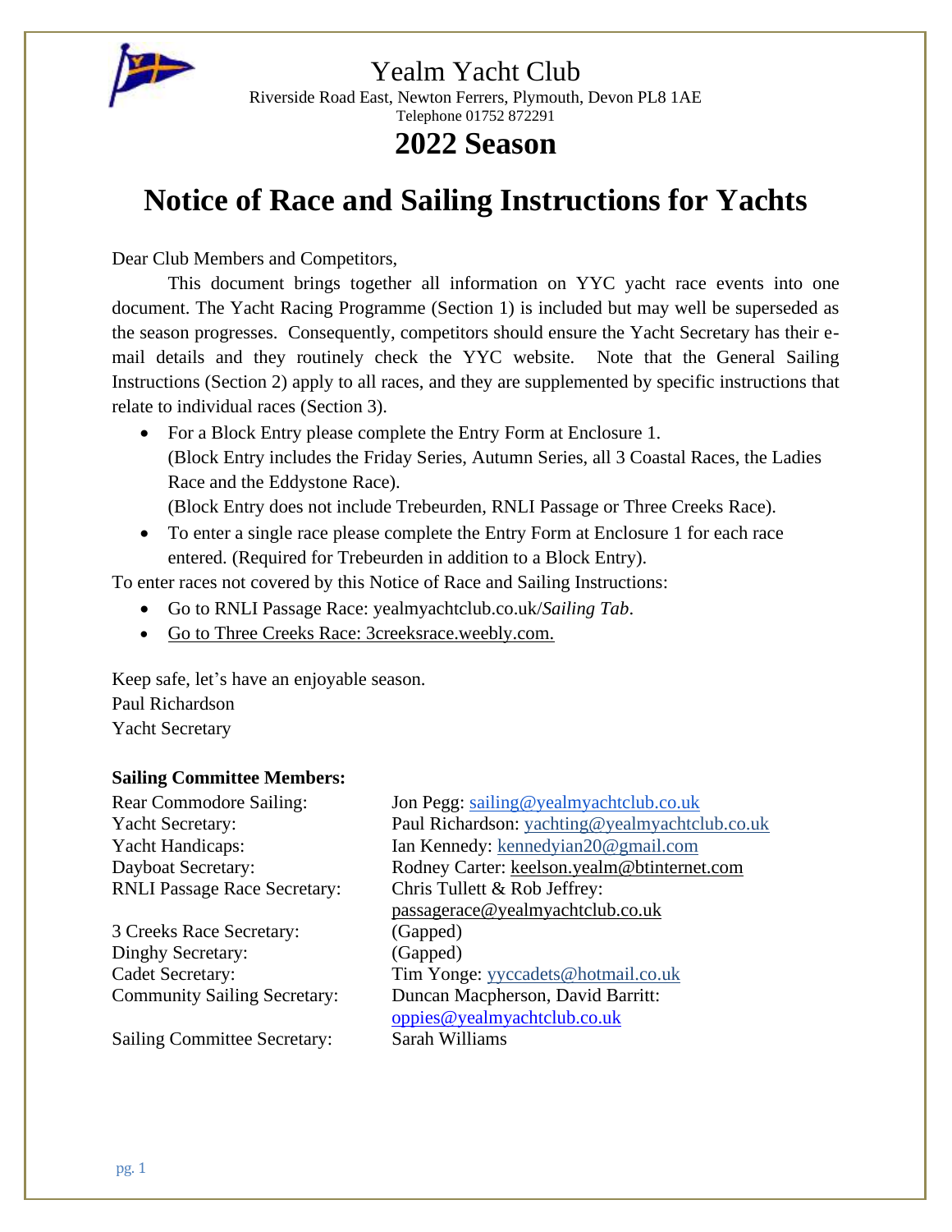# Yealm Yacht Club

Riverside Road East, Newton Ferrers, Plymouth, Devon PL8 1AE
Telephone 01752 872291

## 2022 Season

# Notice of Race and Sailing Instructions for Yachts

Dear Club Members and Competitors,

This document brings together all information on YYC yacht race events into one document. The Yacht Racing Programme (Section 1) is included but may well be superseded as the season progresses. Consequently, competitors should ensure the Yacht Secretary has their e-mail details and they routinely check the YYC website. Note that the General Sailing Instructions (Section 2) apply to all races, and they are supplemented by specific instructions that relate to individual races (Section 3).

- For a Block Entry please complete the Entry Form at Enclosure 1.
  (Block Entry includes the Friday Series, Autumn Series, all 3 Coastal Races, the Ladies Race and the Eddystone Race).
  (Block Entry does not include Trebeurden, RNLI Passage or Three Creeks Race).
- To enter a single race please complete the Entry Form at Enclosure 1 for each race entered. (Required for Trebeurden in addition to a Block Entry).

To enter races not covered by this Notice of Race and Sailing Instructions:

- Go to RNLI Passage Race: yealmyachtclub.co.uk/*Sailing Tab*.
- Go to Three Creeks Race: 3creeksrace.weebly.com.

Keep safe, let's have an enjoyable season.
Paul Richardson
Yacht Secretary

**Sailing Committee Members:**

| | |
|---|---|
| Rear Commodore Sailing: | Jon Pegg: sailing@yealmyachtclub.co.uk |
| Yacht Secretary: | Paul Richardson: yachting@yealmyachtclub.co.uk |
| Yacht Handicaps: | Ian Kennedy: kennedyian20@gmail.com |
| Dayboat Secretary: | Rodney Carter: keelson.yealm@btinternet.com |
| RNLI Passage Race Secretary: | Chris Tullett & Rob Jeffrey: passagerace@yealmyachtclub.co.uk |
| 3 Creeks Race Secretary: | (Gapped) |
| Dinghy Secretary: | (Gapped) |
| Cadet Secretary: | Tim Yonge: yyccadets@hotmail.co.uk |
| Community Sailing Secretary: | Duncan Macpherson, David Barritt: oppies@yealmyachtclub.co.uk |
| Sailing Committee Secretary: | Sarah Williams |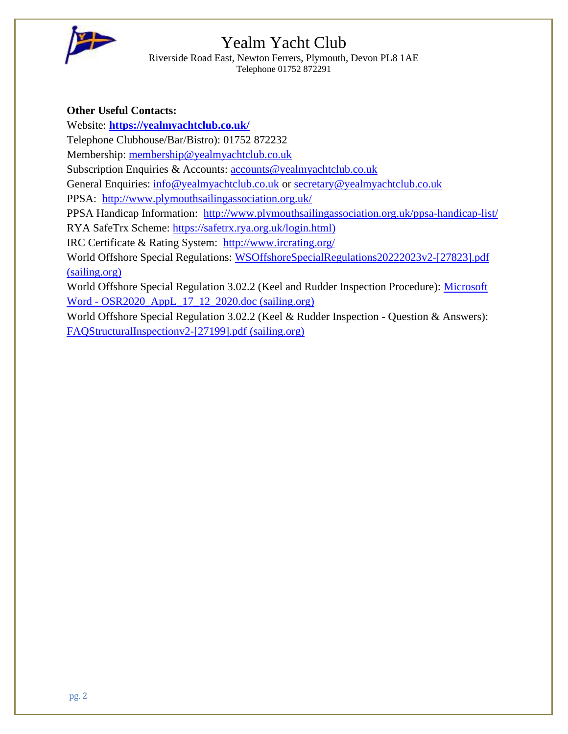# Yealm Yacht Club

Riverside Road East, Newton Ferrers, Plymouth, Devon PL8 1AE
Telephone 01752 872291

**Other Useful Contacts:**

Website: **https://yealmyachtclub.co.uk/**

Telephone Clubhouse/Bar/Bistro): 01752 872232

Membership: membership@yealmyachtclub.co.uk

Subscription Enquiries & Accounts: accounts@yealmyachtclub.co.uk

General Enquiries: info@yealmyachtclub.co.uk or secretary@yealmyachtclub.co.uk

PPSA: http://www.plymouthsailingassociation.org.uk/

PPSA Handicap Information: http://www.plymouthsailingassociation.org.uk/ppsa-handicap-list/

RYA SafeTrx Scheme: https://safetrx.rya.org.uk/login.html)

IRC Certificate & Rating System: http://www.ircrating.org/

World Offshore Special Regulations: WSOffshoreSpecialRegulations20222023v2-[27823].pdf (sailing.org)

World Offshore Special Regulation 3.02.2 (Keel and Rudder Inspection Procedure): Microsoft Word - OSR2020_AppL_17_12_2020.doc (sailing.org)

World Offshore Special Regulation 3.02.2 (Keel & Rudder Inspection - Question & Answers): FAQStructuralInspectionv2-[27199].pdf (sailing.org)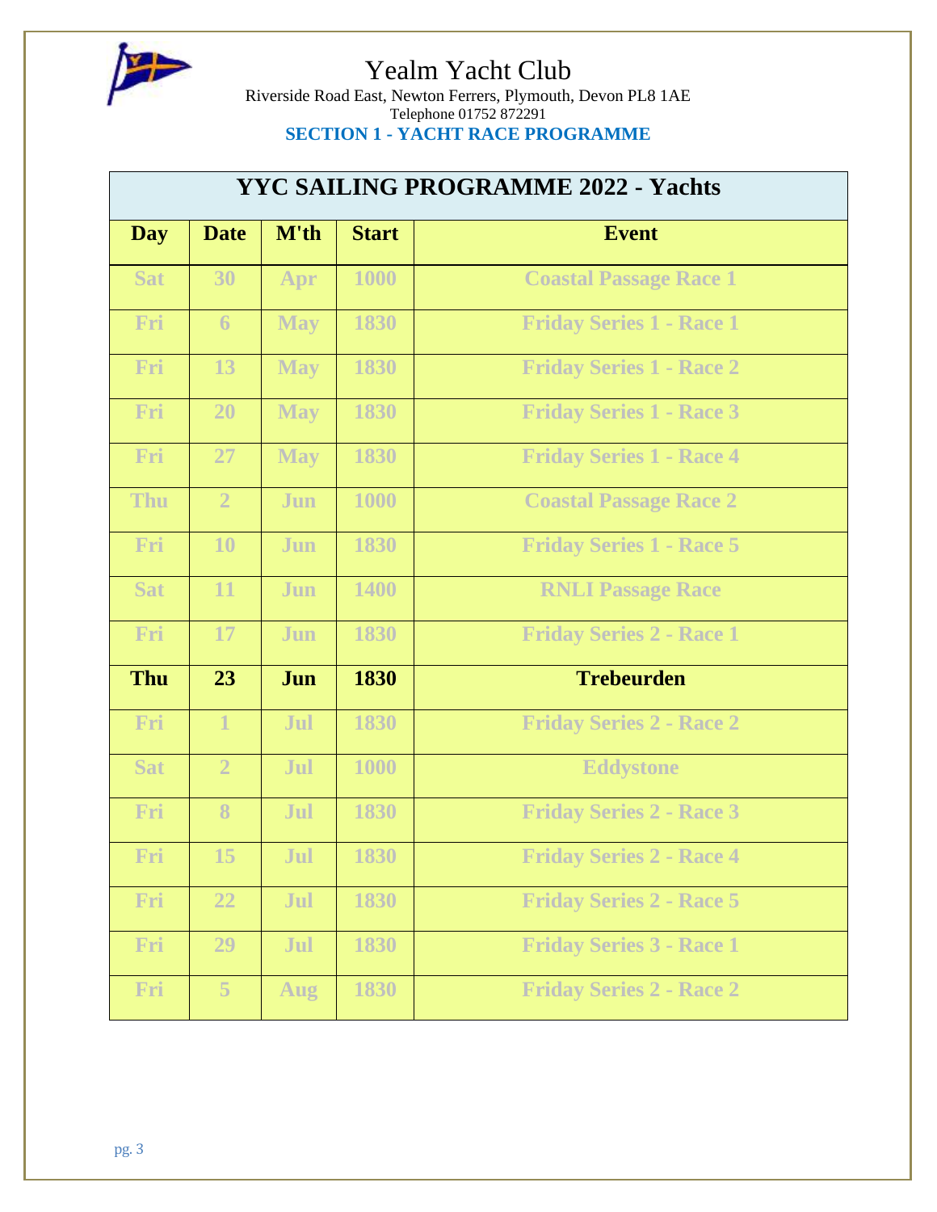# Yealm Yacht Club

Riverside Road East, Newton Ferrers, Plymouth, Devon PL8 1AE
Telephone 01752 872291

**SECTION 1 - YACHT RACE PROGRAMME**

| YYC SAILING PROGRAMME 2022 - Yachts | | | | |
|---|---|---|---|---|
| **Day** | **Date** | **M'th** | **Start** | **Event** |
| Sat | 30 | Apr | 1000 | Coastal Passage Race 1 |
| Fri | 6 | May | 1830 | Friday Series 1 - Race 1 |
| Fri | 13 | May | 1830 | Friday Series 1 - Race 2 |
| Fri | 20 | May | 1830 | Friday Series 1 - Race 3 |
| Fri | 27 | May | 1830 | Friday Series 1 - Race 4 |
| Thu | 2 | Jun | 1000 | Coastal Passage Race 2 |
| Fri | 10 | Jun | 1830 | Friday Series 1 - Race 5 |
| Sat | 11 | Jun | 1400 | RNLI Passage Race |
| Fri | 17 | Jun | 1830 | Friday Series 2 - Race 1 |
| **Thu** | **23** | **Jun** | **1830** | **Trebeurden** |
| Fri | 1 | Jul | 1830 | Friday Series 2 - Race 2 |
| Sat | 2 | Jul | 1000 | Eddystone |
| Fri | 8 | Jul | 1830 | Friday Series 2 - Race 3 |
| Fri | 15 | Jul | 1830 | Friday Series 2 - Race 4 |
| Fri | 22 | Jul | 1830 | Friday Series 2 - Race 5 |
| Fri | 29 | Jul | 1830 | Friday Series 3 - Race 1 |
| Fri | 5 | Aug | 1830 | Friday Series 2 - Race 2 |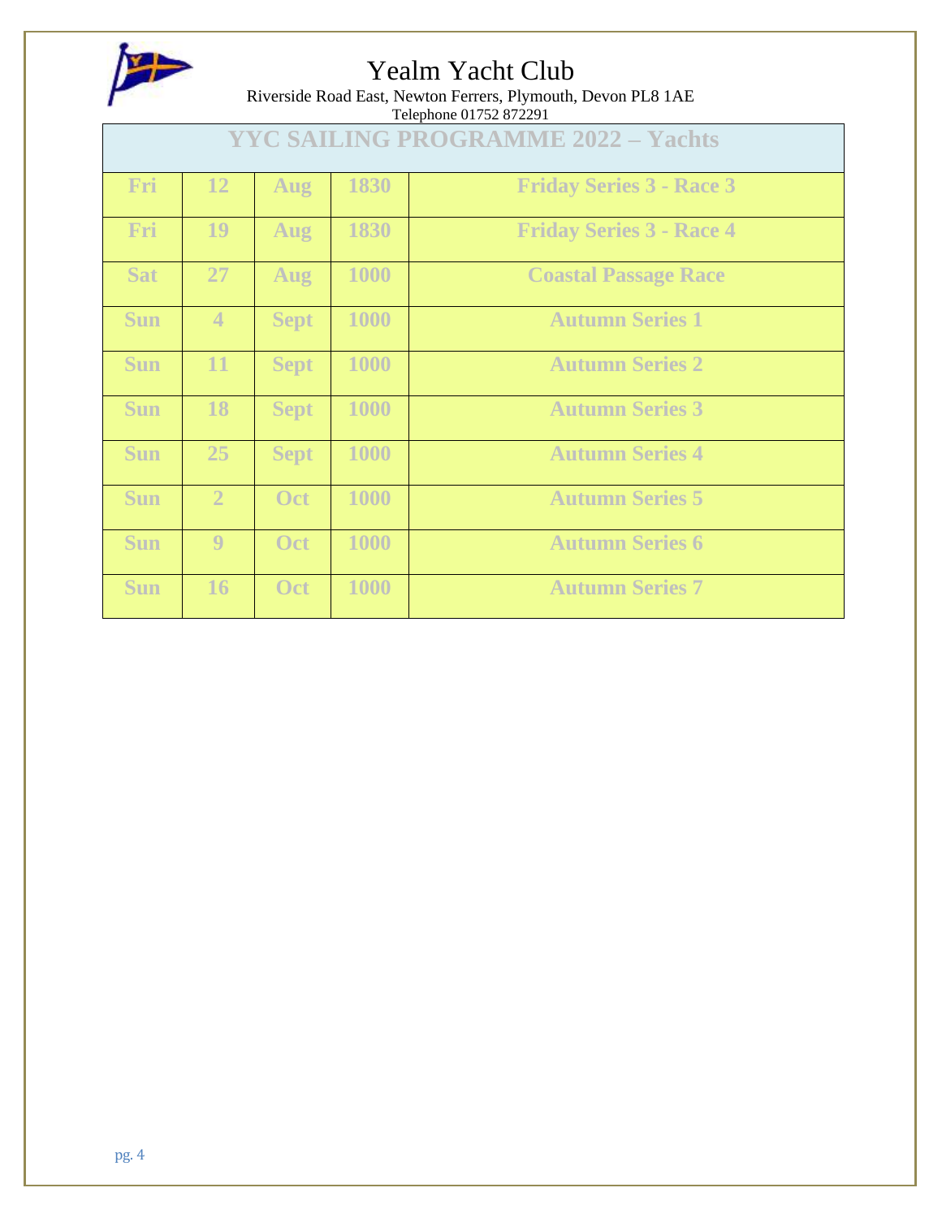# Yealm Yacht Club

Riverside Road East, Newton Ferrers, Plymouth, Devon PL8 1AE
Telephone 01752 872291

| YYC SAILING PROGRAMME 2022 – Yachts | | | | |
|---|---|---|---|---|
| Fri | 12 | Aug | 1830 | Friday Series 3 - Race 3 |
| Fri | 19 | Aug | 1830 | Friday Series 3 - Race 4 |
| Sat | 27 | Aug | 1000 | Coastal Passage Race |
| Sun | 4 | Sept | 1000 | Autumn Series 1 |
| Sun | 11 | Sept | 1000 | Autumn Series 2 |
| Sun | 18 | Sept | 1000 | Autumn Series 3 |
| Sun | 25 | Sept | 1000 | Autumn Series 4 |
| Sun | 2 | Oct | 1000 | Autumn Series 5 |
| Sun | 9 | Oct | 1000 | Autumn Series 6 |
| Sun | 16 | Oct | 1000 | Autumn Series 7 |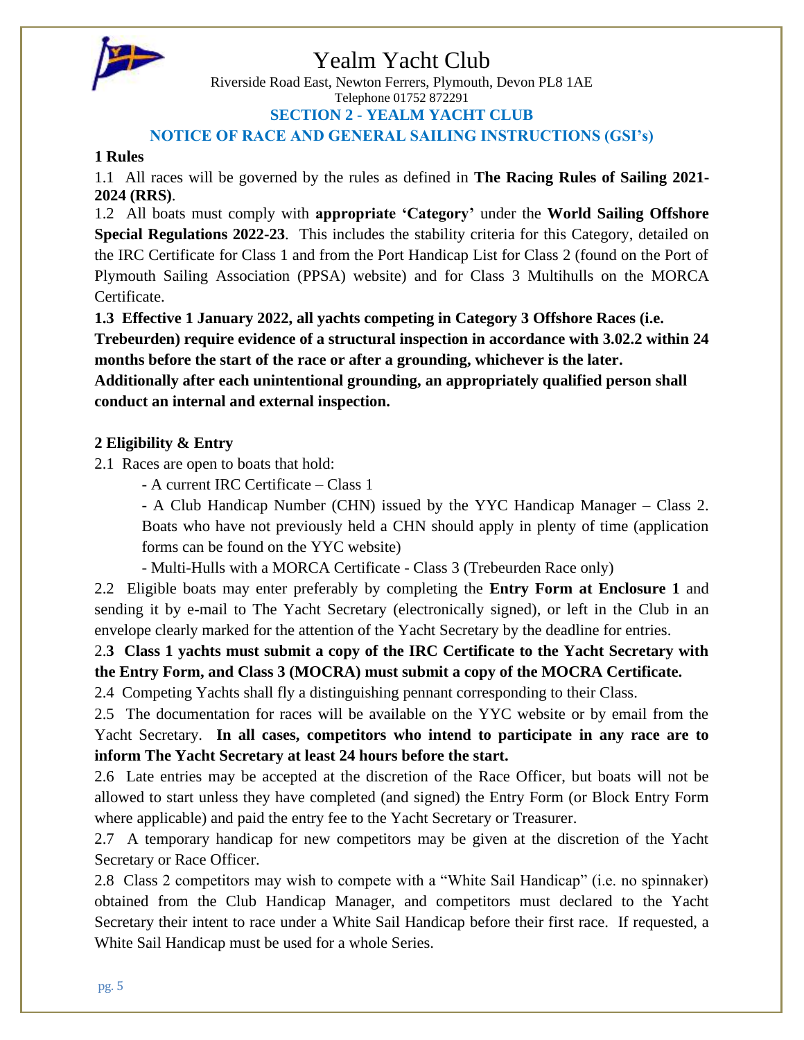# Yealm Yacht Club

Riverside Road East, Newton Ferrers, Plymouth, Devon PL8 1AE
Telephone 01752 872291

## SECTION 2 - YEALM YACHT CLUB

## NOTICE OF RACE AND GENERAL SAILING INSTRUCTIONS (GSI's)

### 1 Rules

1.1 All races will be governed by the rules as defined in **The Racing Rules of Sailing 2021-2024 (RRS)**.

1.2 All boats must comply with **appropriate 'Category'** under the **World Sailing Offshore Special Regulations 2022-23**. This includes the stability criteria for this Category, detailed on the IRC Certificate for Class 1 and from the Port Handicap List for Class 2 (found on the Port of Plymouth Sailing Association (PPSA) website) and for Class 3 Multihulls on the MORCA Certificate.

**1.3 Effective 1 January 2022, all yachts competing in Category 3 Offshore Races (i.e. Trebeurden) require evidence of a structural inspection in accordance with 3.02.2 within 24 months before the start of the race or after a grounding, whichever is the later. Additionally after each unintentional grounding, an appropriately qualified person shall conduct an internal and external inspection.**

### 2 Eligibility & Entry

2.1 Races are open to boats that hold:

- A current IRC Certificate – Class 1
- A Club Handicap Number (CHN) issued by the YYC Handicap Manager – Class 2. Boats who have not previously held a CHN should apply in plenty of time (application forms can be found on the YYC website)
- Multi-Hulls with a MORCA Certificate - Class 3 (Trebeurden Race only)

2.2 Eligible boats may enter preferably by completing the **Entry Form at Enclosure 1** and sending it by e-mail to The Yacht Secretary (electronically signed), or left in the Club in an envelope clearly marked for the attention of the Yacht Secretary by the deadline for entries.

2.**3 Class 1 yachts must submit a copy of the IRC Certificate to the Yacht Secretary with the Entry Form, and Class 3 (MOCRA) must submit a copy of the MOCRA Certificate.**

2.4 Competing Yachts shall fly a distinguishing pennant corresponding to their Class.

2.5 The documentation for races will be available on the YYC website or by email from the Yacht Secretary. **In all cases, competitors who intend to participate in any race are to inform The Yacht Secretary at least 24 hours before the start.**

2.6 Late entries may be accepted at the discretion of the Race Officer, but boats will not be allowed to start unless they have completed (and signed) the Entry Form (or Block Entry Form where applicable) and paid the entry fee to the Yacht Secretary or Treasurer.

2.7 A temporary handicap for new competitors may be given at the discretion of the Yacht Secretary or Race Officer.

2.8 Class 2 competitors may wish to compete with a "White Sail Handicap" (i.e. no spinnaker) obtained from the Club Handicap Manager, and competitors must declared to the Yacht Secretary their intent to race under a White Sail Handicap before their first race. If requested, a White Sail Handicap must be used for a whole Series.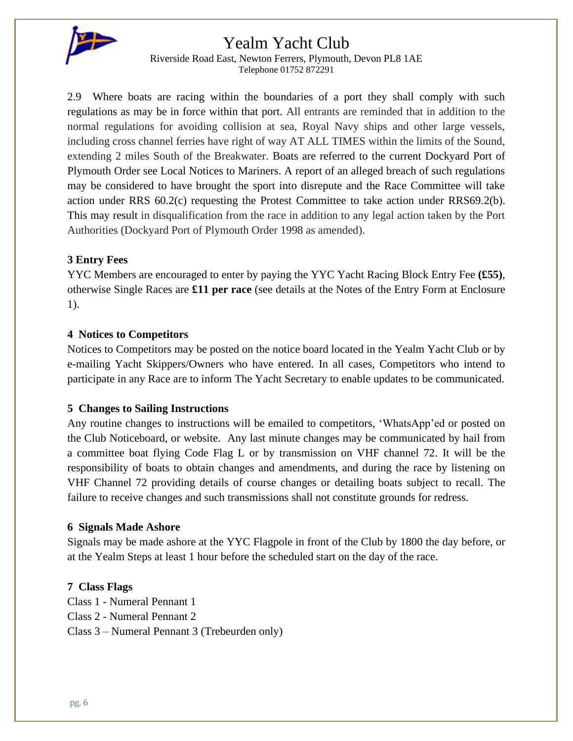2.9 Where boats are racing within the boundaries of a port they shall comply with such regulations as may be in force within that port. All entrants are reminded that in addition to the normal regulations for avoiding collision at sea, Royal Navy ships and other large vessels, including cross channel ferries have right of way AT ALL TIMES within the limits of the Sound, extending 2 miles South of the Breakwater. Boats are referred to the current Dockyard Port of Plymouth Order see Local Notices to Mariners. A report of an alleged breach of such regulations may be considered to have brought the sport into disrepute and the Race Committee will take action under RRS 60.2(c) requesting the Protest Committee to take action under RRS69.2(b). This may result in disqualification from the race in addition to any legal action taken by the Port Authorities (Dockyard Port of Plymouth Order 1998 as amended).

**3 Entry Fees**

YYC Members are encouraged to enter by paying the YYC Yacht Racing Block Entry Fee **(£55)**, otherwise Single Races are **£11 per race** (see details at the Notes of the Entry Form at Enclosure 1).

**4 Notices to Competitors**

Notices to Competitors may be posted on the notice board located in the Yealm Yacht Club or by e-mailing Yacht Skippers/Owners who have entered. In all cases, Competitors who intend to participate in any Race are to inform The Yacht Secretary to enable updates to be communicated.

**5 Changes to Sailing Instructions**

Any routine changes to instructions will be emailed to competitors, 'WhatsApp'ed or posted on the Club Noticeboard, or website. Any last minute changes may be communicated by hail from a committee boat flying Code Flag L or by transmission on VHF channel 72. It will be the responsibility of boats to obtain changes and amendments, and during the race by listening on VHF Channel 72 providing details of course changes or detailing boats subject to recall. The failure to receive changes and such transmissions shall not constitute grounds for redress.

**6 Signals Made Ashore**

Signals may be made ashore at the YYC Flagpole in front of the Club by 1800 the day before, or at the Yealm Steps at least 1 hour before the scheduled start on the day of the race.

**7 Class Flags**

Class 1 - Numeral Pennant 1
Class 2 - Numeral Pennant 2
Class 3 – Numeral Pennant 3 (Trebeurden only)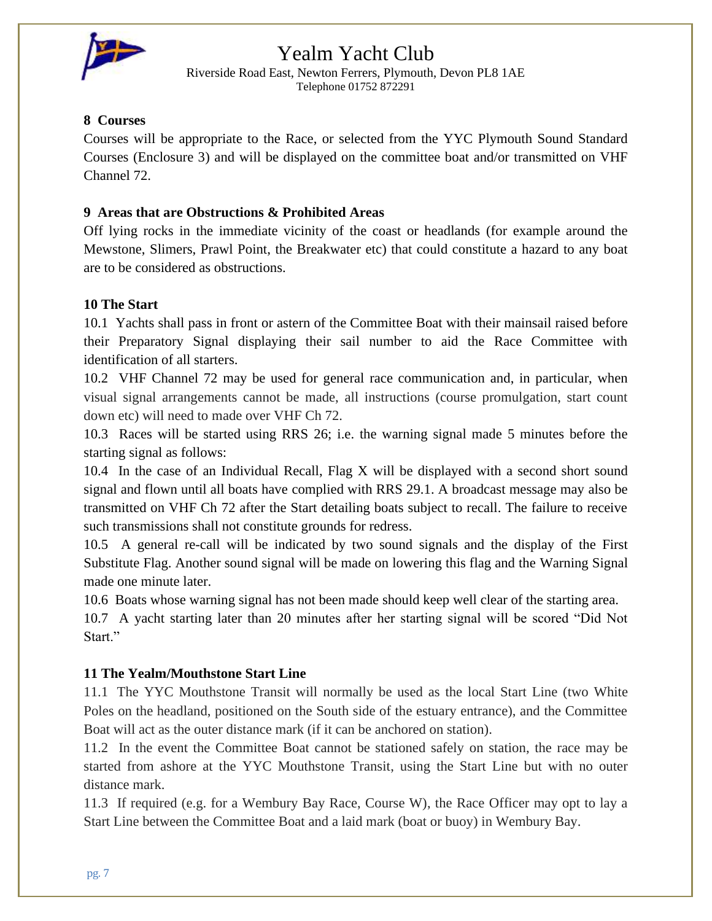## 8 Courses

Courses will be appropriate to the Race, or selected from the YYC Plymouth Sound Standard Courses (Enclosure 3) and will be displayed on the committee boat and/or transmitted on VHF Channel 72.

## 9 Areas that are Obstructions & Prohibited Areas

Off lying rocks in the immediate vicinity of the coast or headlands (for example around the Mewstone, Slimers, Prawl Point, the Breakwater etc) that could constitute a hazard to any boat are to be considered as obstructions.

## 10 The Start

10.1 Yachts shall pass in front or astern of the Committee Boat with their mainsail raised before their Preparatory Signal displaying their sail number to aid the Race Committee with identification of all starters.

10.2 VHF Channel 72 may be used for general race communication and, in particular, when visual signal arrangements cannot be made, all instructions (course promulgation, start count down etc) will need to made over VHF Ch 72.

10.3 Races will be started using RRS 26; i.e. the warning signal made 5 minutes before the starting signal as follows:

10.4 In the case of an Individual Recall, Flag X will be displayed with a second short sound signal and flown until all boats have complied with RRS 29.1. A broadcast message may also be transmitted on VHF Ch 72 after the Start detailing boats subject to recall. The failure to receive such transmissions shall not constitute grounds for redress.

10.5 A general re-call will be indicated by two sound signals and the display of the First Substitute Flag. Another sound signal will be made on lowering this flag and the Warning Signal made one minute later.

10.6 Boats whose warning signal has not been made should keep well clear of the starting area.

10.7 A yacht starting later than 20 minutes after her starting signal will be scored "Did Not Start."

## 11 The Yealm/Mouthstone Start Line

11.1 The YYC Mouthstone Transit will normally be used as the local Start Line (two White Poles on the headland, positioned on the South side of the estuary entrance), and the Committee Boat will act as the outer distance mark (if it can be anchored on station).

11.2 In the event the Committee Boat cannot be stationed safely on station, the race may be started from ashore at the YYC Mouthstone Transit, using the Start Line but with no outer distance mark.

11.3 If required (e.g. for a Wembury Bay Race, Course W), the Race Officer may opt to lay a Start Line between the Committee Boat and a laid mark (boat or buoy) in Wembury Bay.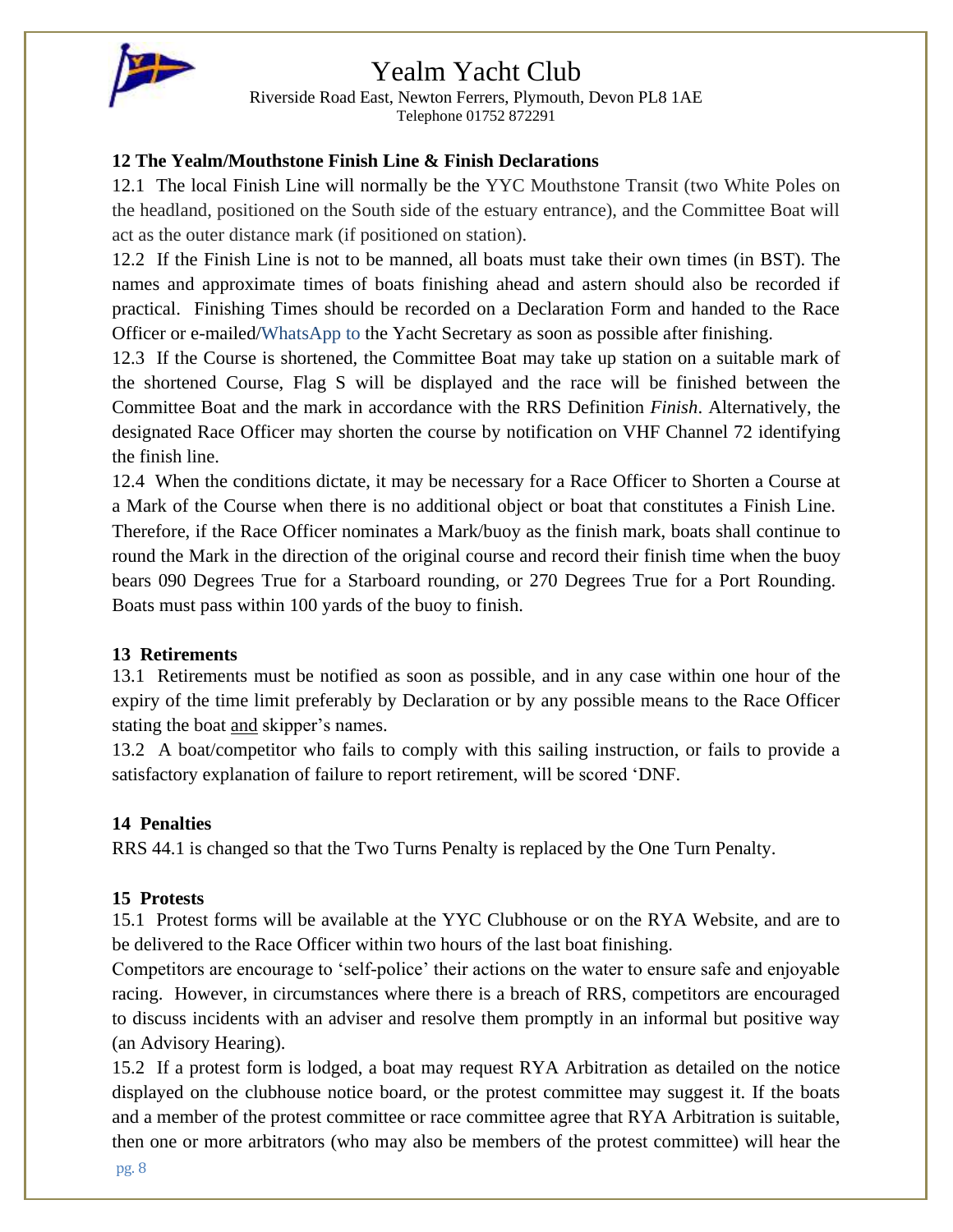### 12 The Yealm/Mouthstone Finish Line & Finish Declarations

12.1 The local Finish Line will normally be the YYC Mouthstone Transit (two White Poles on the headland, positioned on the South side of the estuary entrance), and the Committee Boat will act as the outer distance mark (if positioned on station).

12.2 If the Finish Line is not to be manned, all boats must take their own times (in BST). The names and approximate times of boats finishing ahead and astern should also be recorded if practical. Finishing Times should be recorded on a Declaration Form and handed to the Race Officer or e-mailed/WhatsApp to the Yacht Secretary as soon as possible after finishing.

12.3 If the Course is shortened, the Committee Boat may take up station on a suitable mark of the shortened Course, Flag S will be displayed and the race will be finished between the Committee Boat and the mark in accordance with the RRS Definition *Finish*. Alternatively, the designated Race Officer may shorten the course by notification on VHF Channel 72 identifying the finish line.

12.4 When the conditions dictate, it may be necessary for a Race Officer to Shorten a Course at a Mark of the Course when there is no additional object or boat that constitutes a Finish Line. Therefore, if the Race Officer nominates a Mark/buoy as the finish mark, boats shall continue to round the Mark in the direction of the original course and record their finish time when the buoy bears 090 Degrees True for a Starboard rounding, or 270 Degrees True for a Port Rounding. Boats must pass within 100 yards of the buoy to finish.

### 13 Retirements

13.1 Retirements must be notified as soon as possible, and in any case within one hour of the expiry of the time limit preferably by Declaration or by any possible means to the Race Officer stating the boat and skipper's names.

13.2 A boat/competitor who fails to comply with this sailing instruction, or fails to provide a satisfactory explanation of failure to report retirement, will be scored 'DNF.

### 14 Penalties

RRS 44.1 is changed so that the Two Turns Penalty is replaced by the One Turn Penalty.

### 15 Protests

15.1 Protest forms will be available at the YYC Clubhouse or on the RYA Website, and are to be delivered to the Race Officer within two hours of the last boat finishing.

Competitors are encourage to 'self-police' their actions on the water to ensure safe and enjoyable racing. However, in circumstances where there is a breach of RRS, competitors are encouraged to discuss incidents with an adviser and resolve them promptly in an informal but positive way (an Advisory Hearing).

15.2 If a protest form is lodged, a boat may request RYA Arbitration as detailed on the notice displayed on the clubhouse notice board, or the protest committee may suggest it. If the boats and a member of the protest committee or race committee agree that RYA Arbitration is suitable, then one or more arbitrators (who may also be members of the protest committee) will hear the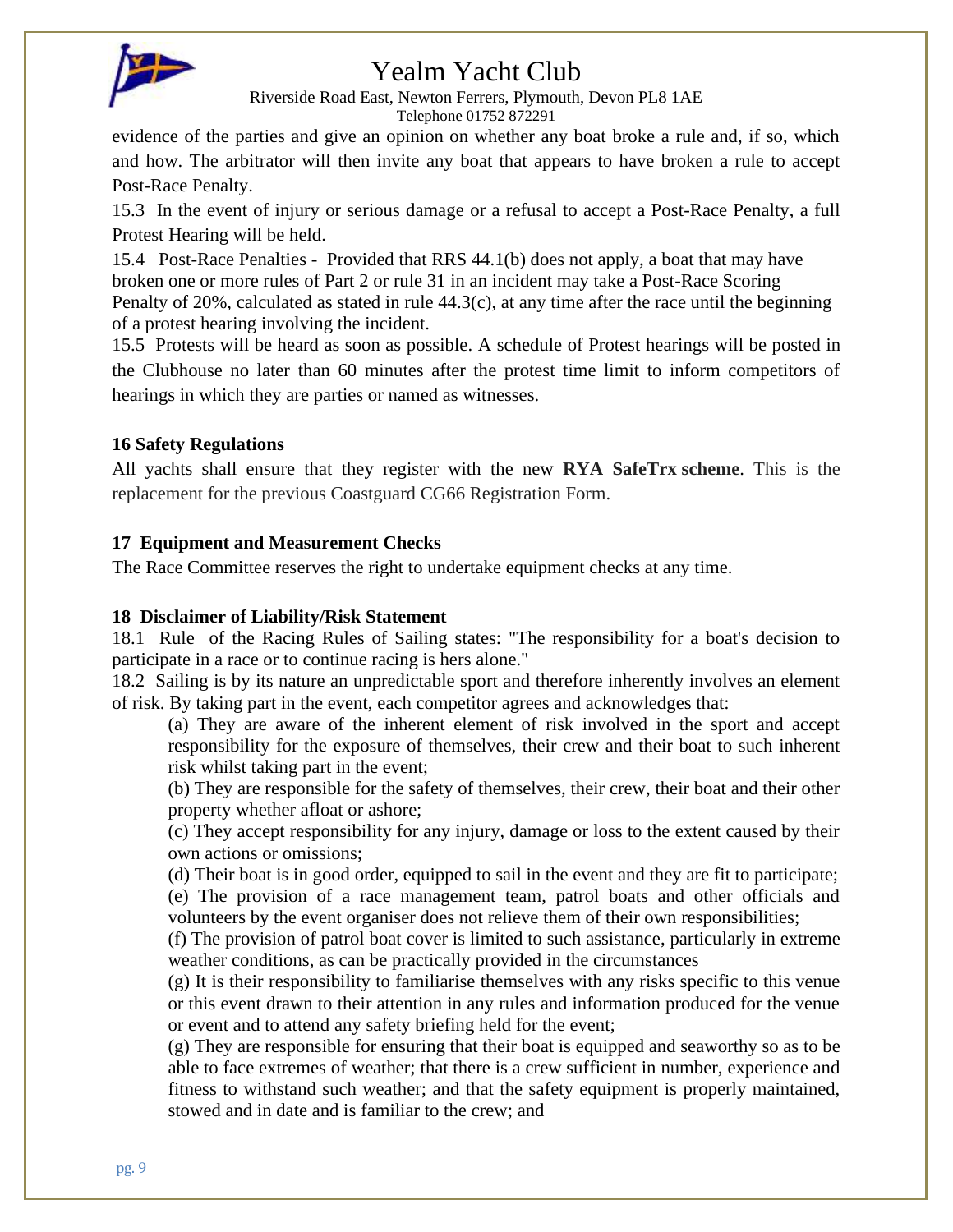evidence of the parties and give an opinion on whether any boat broke a rule and, if so, which and how. The arbitrator will then invite any boat that appears to have broken a rule to accept Post-Race Penalty.

15.3 In the event of injury or serious damage or a refusal to accept a Post-Race Penalty, a full Protest Hearing will be held.

15.4 Post-Race Penalties - Provided that RRS 44.1(b) does not apply, a boat that may have broken one or more rules of Part 2 or rule 31 in an incident may take a Post-Race Scoring Penalty of 20%, calculated as stated in rule 44.3(c), at any time after the race until the beginning of a protest hearing involving the incident.

15.5 Protests will be heard as soon as possible. A schedule of Protest hearings will be posted in the Clubhouse no later than 60 minutes after the protest time limit to inform competitors of hearings in which they are parties or named as witnesses.

**16 Safety Regulations**

All yachts shall ensure that they register with the new **RYA SafeTrx scheme**. This is the replacement for the previous Coastguard CG66 Registration Form.

**17 Equipment and Measurement Checks**

The Race Committee reserves the right to undertake equipment checks at any time.

**18 Disclaimer of Liability/Risk Statement**

18.1 Rule of the Racing Rules of Sailing states: "The responsibility for a boat's decision to participate in a race or to continue racing is hers alone."

18.2 Sailing is by its nature an unpredictable sport and therefore inherently involves an element of risk. By taking part in the event, each competitor agrees and acknowledges that:

(a) They are aware of the inherent element of risk involved in the sport and accept responsibility for the exposure of themselves, their crew and their boat to such inherent risk whilst taking part in the event;

(b) They are responsible for the safety of themselves, their crew, their boat and their other property whether afloat or ashore;

(c) They accept responsibility for any injury, damage or loss to the extent caused by their own actions or omissions;

(d) Their boat is in good order, equipped to sail in the event and they are fit to participate;

(e) The provision of a race management team, patrol boats and other officials and volunteers by the event organiser does not relieve them of their own responsibilities;

(f) The provision of patrol boat cover is limited to such assistance, particularly in extreme weather conditions, as can be practically provided in the circumstances

(g) It is their responsibility to familiarise themselves with any risks specific to this venue or this event drawn to their attention in any rules and information produced for the venue or event and to attend any safety briefing held for the event;

(g) They are responsible for ensuring that their boat is equipped and seaworthy so as to be able to face extremes of weather; that there is a crew sufficient in number, experience and fitness to withstand such weather; and that the safety equipment is properly maintained, stowed and in date and is familiar to the crew; and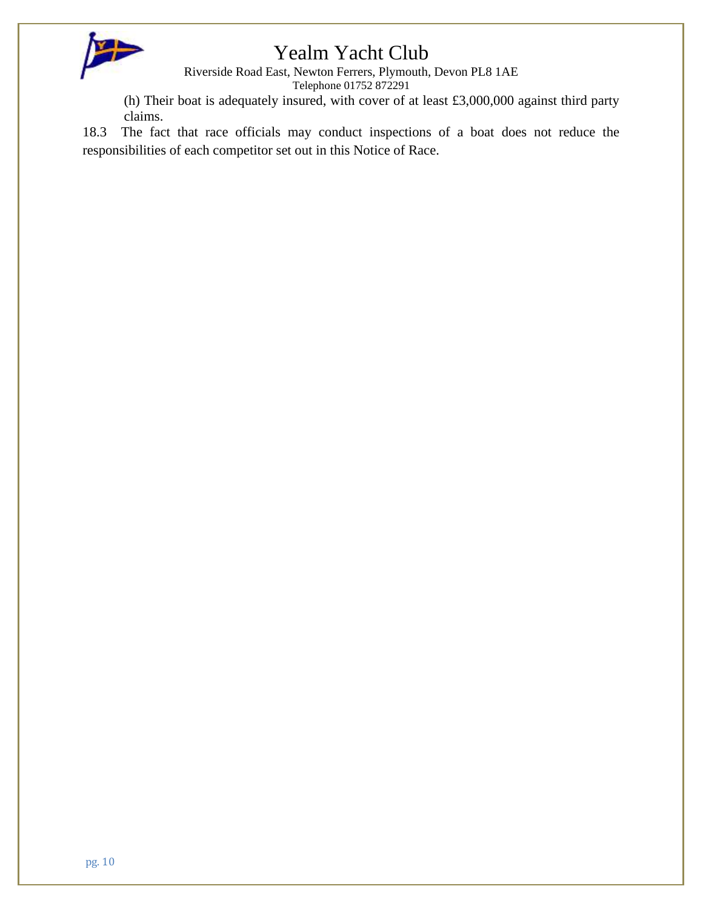(h) Their boat is adequately insured, with cover of at least £3,000,000 against third party claims.

18.3 The fact that race officials may conduct inspections of a boat does not reduce the responsibilities of each competitor set out in this Notice of Race.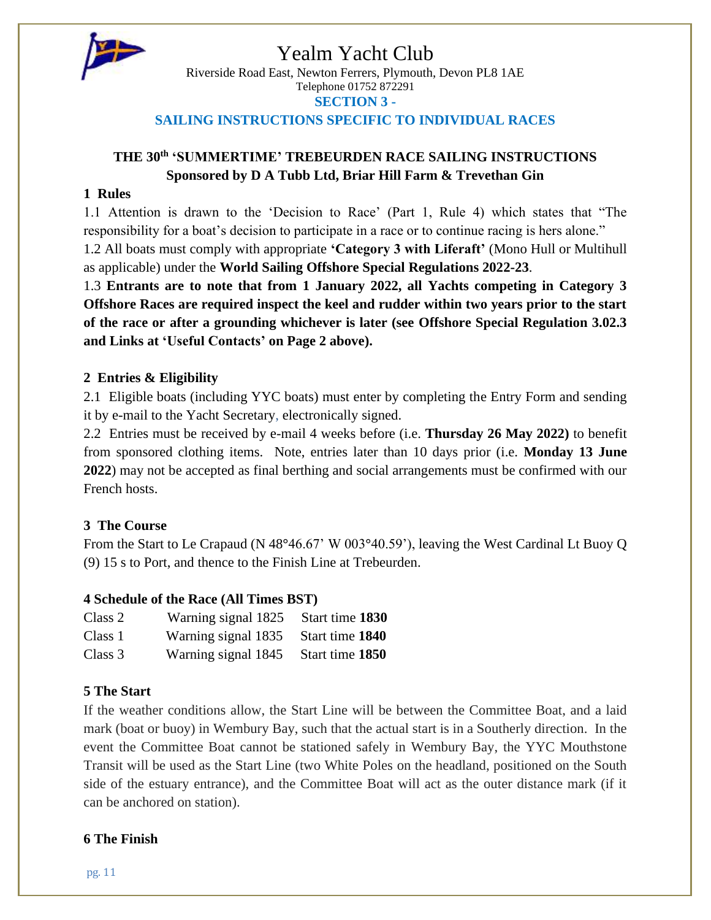# Yealm Yacht Club

Riverside Road East, Newton Ferrers, Plymouth, Devon PL8 1AE
Telephone 01752 872291

**SECTION 3 -**

**SAILING INSTRUCTIONS SPECIFIC TO INDIVIDUAL RACES**

## THE 30th 'SUMMERTIME' TREBEURDEN RACE SAILING INSTRUCTIONS
**Sponsored by D A Tubb Ltd, Briar Hill Farm & Trevethan Gin**

### 1 Rules

1.1 Attention is drawn to the 'Decision to Race' (Part 1, Rule 4) which states that "The responsibility for a boat's decision to participate in a race or to continue racing is hers alone."

1.2 All boats must comply with appropriate **'Category 3 with Liferaft'** (Mono Hull or Multihull as applicable) under the **World Sailing Offshore Special Regulations 2022-23**.

1.3 **Entrants are to note that from 1 January 2022, all Yachts competing in Category 3 Offshore Races are required inspect the keel and rudder within two years prior to the start of the race or after a grounding whichever is later (see Offshore Special Regulation 3.02.3 and Links at 'Useful Contacts' on Page 2 above).**

### 2 Entries & Eligibility

2.1 Eligible boats (including YYC boats) must enter by completing the Entry Form and sending it by e-mail to the Yacht Secretary, electronically signed.

2.2 Entries must be received by e-mail 4 weeks before (i.e. **Thursday 26 May 2022)** to benefit from sponsored clothing items. Note, entries later than 10 days prior (i.e. **Monday 13 June 2022**) may not be accepted as final berthing and social arrangements must be confirmed with our French hosts.

### 3 The Course

From the Start to Le Crapaud (N 48°46.67' W 003°40.59'), leaving the West Cardinal Lt Buoy Q (9) 15 s to Port, and thence to the Finish Line at Trebeurden.

### 4 Schedule of the Race (All Times BST)

| | | |
|---|---|---|
| Class 2 | Warning signal 1825 | Start time **1830** |
| Class 1 | Warning signal 1835 | Start time **1840** |
| Class 3 | Warning signal 1845 | Start time **1850** |

### 5 The Start

If the weather conditions allow, the Start Line will be between the Committee Boat, and a laid mark (boat or buoy) in Wembury Bay, such that the actual start is in a Southerly direction. In the event the Committee Boat cannot be stationed safely in Wembury Bay, the YYC Mouthstone Transit will be used as the Start Line (two White Poles on the headland, positioned on the South side of the estuary entrance), and the Committee Boat will act as the outer distance mark (if it can be anchored on station).

### 6 The Finish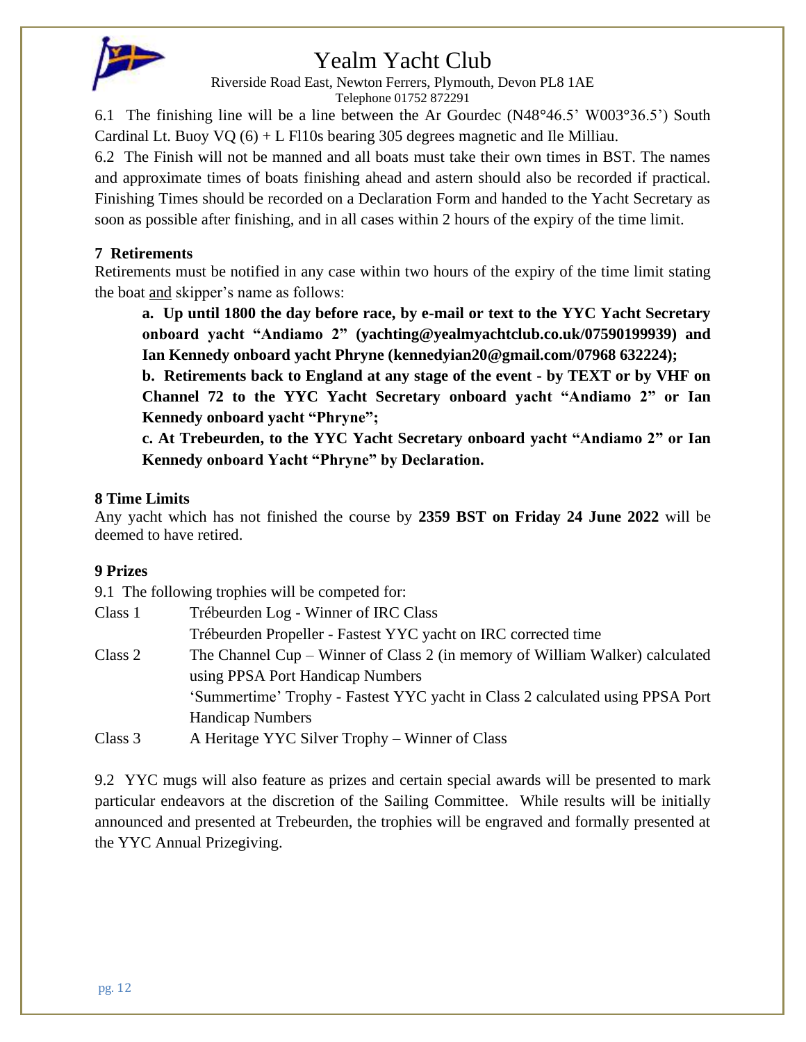6.1 The finishing line will be a line between the Ar Gourdec (N48°46.5' W003°36.5') South Cardinal Lt. Buoy VQ (6) + L Fl10s bearing 305 degrees magnetic and Ile Milliau.

6.2 The Finish will not be manned and all boats must take their own times in BST. The names and approximate times of boats finishing ahead and astern should also be recorded if practical. Finishing Times should be recorded on a Declaration Form and handed to the Yacht Secretary as soon as possible after finishing, and in all cases within 2 hours of the expiry of the time limit.

**7 Retirements**

Retirements must be notified in any case within two hours of the expiry of the time limit stating the boat and skipper's name as follows:

**a. Up until 1800 the day before race, by e-mail or text to the YYC Yacht Secretary onboard yacht "Andiamo 2" (yachting@yealmyachtclub.co.uk/07590199939) and Ian Kennedy onboard yacht Phryne (kennedyian20@gmail.com/07968 632224);**

**b. Retirements back to England at any stage of the event - by TEXT or by VHF on Channel 72 to the YYC Yacht Secretary onboard yacht "Andiamo 2" or Ian Kennedy onboard yacht "Phryne";**

**c. At Trebeurden, to the YYC Yacht Secretary onboard yacht "Andiamo 2" or Ian Kennedy onboard Yacht "Phryne" by Declaration.**

**8 Time Limits**

Any yacht which has not finished the course by **2359 BST on Friday 24 June 2022** will be deemed to have retired.

**9 Prizes**

9.1 The following trophies will be competed for:

| | |
|---|---|
| Class 1 | Trébeurden Log - Winner of IRC Class |
| | Trébeurden Propeller - Fastest YYC yacht on IRC corrected time |
| Class 2 | The Channel Cup – Winner of Class 2 (in memory of William Walker) calculated using PPSA Port Handicap Numbers |
| | 'Summertime' Trophy - Fastest YYC yacht in Class 2 calculated using PPSA Port Handicap Numbers |
| Class 3 | A Heritage YYC Silver Trophy – Winner of Class |

9.2 YYC mugs will also feature as prizes and certain special awards will be presented to mark particular endeavors at the discretion of the Sailing Committee. While results will be initially announced and presented at Trebeurden, the trophies will be engraved and formally presented at the YYC Annual Prizegiving.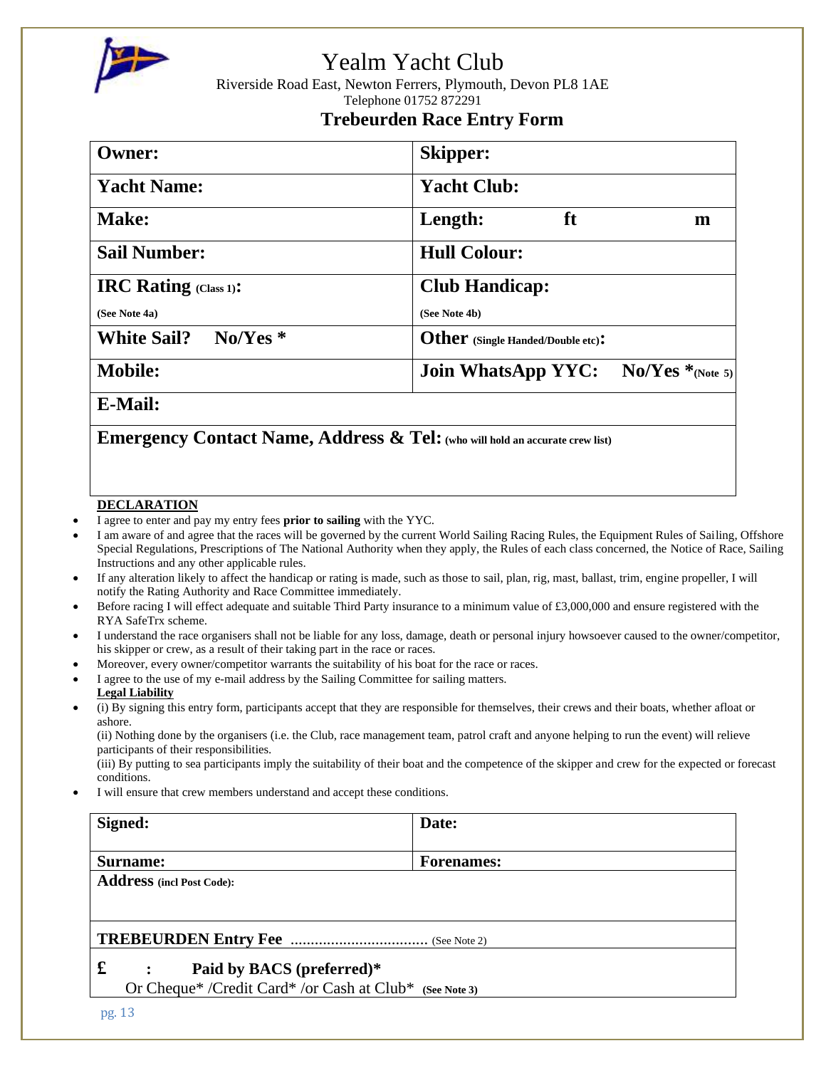# Yealm Yacht Club

Riverside Road East, Newton Ferrers, Plymouth, Devon PL8 1AE

Telephone 01752 872291

## Trebeurden Race Entry Form

| | |
|---|---|
| **Owner:** | **Skipper:** |
| **Yacht Name:** | **Yacht Club:** |
| **Make:** | **Length:** ft m |
| **Sail Number:** | **Hull Colour:** |
| **IRC Rating** (Class 1)**:** (See Note 4a) | **Club Handicap:** (See Note 4b) |
| **White Sail? No/Yes \*** | **Other** (Single Handed/Double etc)**:** |
| **Mobile:** | **Join WhatsApp YYC: No/Yes \***(Note 5) |
| **E-Mail:** | |
| **Emergency Contact Name, Address & Tel:** (who will hold an accurate crew list) | |

**DECLARATION**

- I agree to enter and pay my entry fees **prior to sailing** with the YYC.
- I am aware of and agree that the races will be governed by the current World Sailing Racing Rules, the Equipment Rules of Sailing, Offshore Special Regulations, Prescriptions of The National Authority when they apply, the Rules of each class concerned, the Notice of Race, Sailing Instructions and any other applicable rules.
- If any alteration likely to affect the handicap or rating is made, such as those to sail, plan, rig, mast, ballast, trim, engine propeller, I will notify the Rating Authority and Race Committee immediately.
- Before racing I will effect adequate and suitable Third Party insurance to a minimum value of £3,000,000 and ensure registered with the RYA SafeTrx scheme.
- I understand the race organisers shall not be liable for any loss, damage, death or personal injury howsoever caused to the owner/competitor, his skipper or crew, as a result of their taking part in the race or races.
- Moreover, every owner/competitor warrants the suitability of his boat for the race or races.
- I agree to the use of my e-mail address by the Sailing Committee for sailing matters.

**Legal Liability**

- (i) By signing this entry form, participants accept that they are responsible for themselves, their crews and their boats, whether afloat or ashore.
  (ii) Nothing done by the organisers (i.e. the Club, race management team, patrol craft and anyone helping to run the event) will relieve participants of their responsibilities.
  (iii) By putting to sea participants imply the suitability of their boat and the competence of the skipper and crew for the expected or forecast conditions.
- I will ensure that crew members understand and accept these conditions.

| | |
|---|---|
| **Signed:** | **Date:** |
| **Surname:** | **Forenames:** |
| **Address** (incl Post Code): | |
| **TREBEURDEN Entry Fee** ................................. (See Note 2) | |
| **£ : Paid by BACS (preferred)\*** Or Cheque\* /Credit Card\* /or Cash at Club\* (See Note 3) | |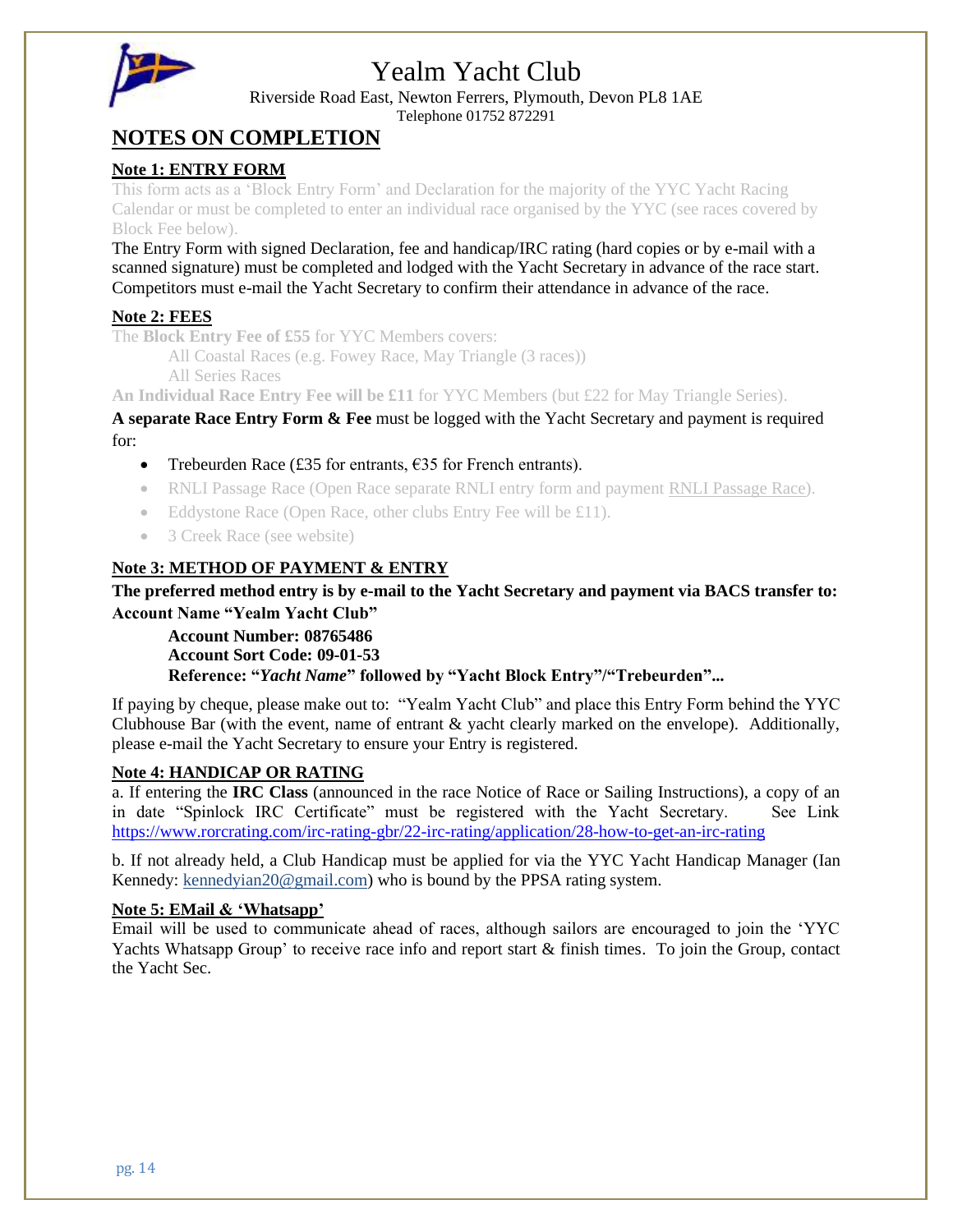# Yealm Yacht Club

Riverside Road East, Newton Ferrers, Plymouth, Devon PL8 1AE
Telephone 01752 872291

## NOTES ON COMPLETION

### Note 1: ENTRY FORM

This form acts as a 'Block Entry Form' and Declaration for the majority of the YYC Yacht Racing Calendar or must be completed to enter an individual race organised by the YYC (see races covered by Block Fee below).

The Entry Form with signed Declaration, fee and handicap/IRC rating (hard copies or by e-mail with a scanned signature) must be completed and lodged with the Yacht Secretary in advance of the race start. Competitors must e-mail the Yacht Secretary to confirm their attendance in advance of the race.

### Note 2: FEES

The **Block Entry Fee of £55** for YYC Members covers:

- All Coastal Races (e.g. Fowey Race, May Triangle (3 races))
- All Series Races

**An Individual Race Entry Fee will be £11** for YYC Members (but £22 for May Triangle Series).

**A separate Race Entry Form & Fee** must be logged with the Yacht Secretary and payment is required for:

- Trebeurden Race (£35 for entrants, €35 for French entrants).
- RNLI Passage Race (Open Race separate RNLI entry form and payment RNLI Passage Race).
- Eddystone Race (Open Race, other clubs Entry Fee will be £11).
- 3 Creek Race (see website)

### Note 3: METHOD OF PAYMENT & ENTRY

**The preferred method entry is by e-mail to the Yacht Secretary and payment via BACS transfer to: Account Name "Yealm Yacht Club"**

**Account Number: 08765486**
**Account Sort Code: 09-01-53**
**Reference: "*Yacht Name*" followed by "Yacht Block Entry"/"Trebeurden"...**

If paying by cheque, please make out to: "Yealm Yacht Club" and place this Entry Form behind the YYC Clubhouse Bar (with the event, name of entrant & yacht clearly marked on the envelope). Additionally, please e-mail the Yacht Secretary to ensure your Entry is registered.

### Note 4: HANDICAP OR RATING

a. If entering the **IRC Class** (announced in the race Notice of Race or Sailing Instructions), a copy of an in date "Spinlock IRC Certificate" must be registered with the Yacht Secretary. See Link https://www.rorcrating.com/irc-rating-gbr/22-irc-rating/application/28-how-to-get-an-irc-rating

b. If not already held, a Club Handicap must be applied for via the YYC Yacht Handicap Manager (Ian Kennedy: kennedyian20@gmail.com) who is bound by the PPSA rating system.

### Note 5: EMail & 'Whatsapp'

Email will be used to communicate ahead of races, although sailors are encouraged to join the 'YYC Yachts Whatsapp Group' to receive race info and report start & finish times. To join the Group, contact the Yacht Sec.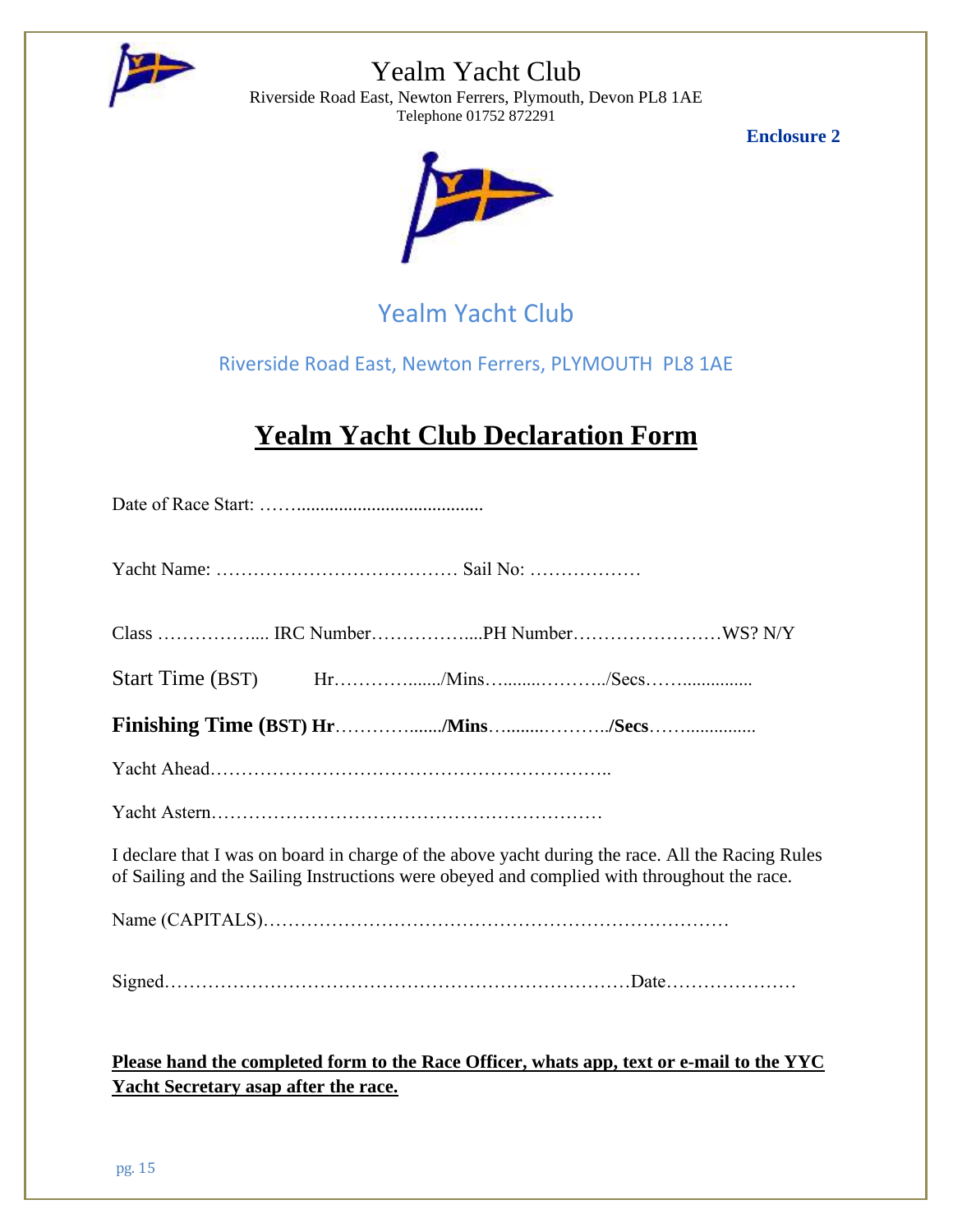Yealm Yacht Club

Riverside Road East, Newton Ferrers, Plymouth, Devon PL8 1AE

Telephone 01752 872291

**Enclosure 2**

Yealm Yacht Club

Riverside Road East, Newton Ferrers, PLYMOUTH PL8 1AE

# Yealm Yacht Club Declaration Form

Date of Race Start: ……........................................

Yacht Name: ………………………………… Sail No: ………………

Class ……………..... IRC Number……………....PH Number……………………WS? N/Y

Start Time (BST) Hr……….......Mins…........……….Secs……..............

**Finishing Time (BST) Hr……….......Mins…........……….Secs……..............**

Yacht Ahead……………………………………………………..

Yacht Astern……………………………………………………

I declare that I was on board in charge of the above yacht during the race. All the Racing Rules of Sailing and the Sailing Instructions were obeyed and complied with throughout the race.

Name (CAPITALS)………………………………………………………………

Signed…………………………………………………………………Date…………………

**Please hand the completed form to the Race Officer, whats app, text or e-mail to the YYC Yacht Secretary asap after the race.**